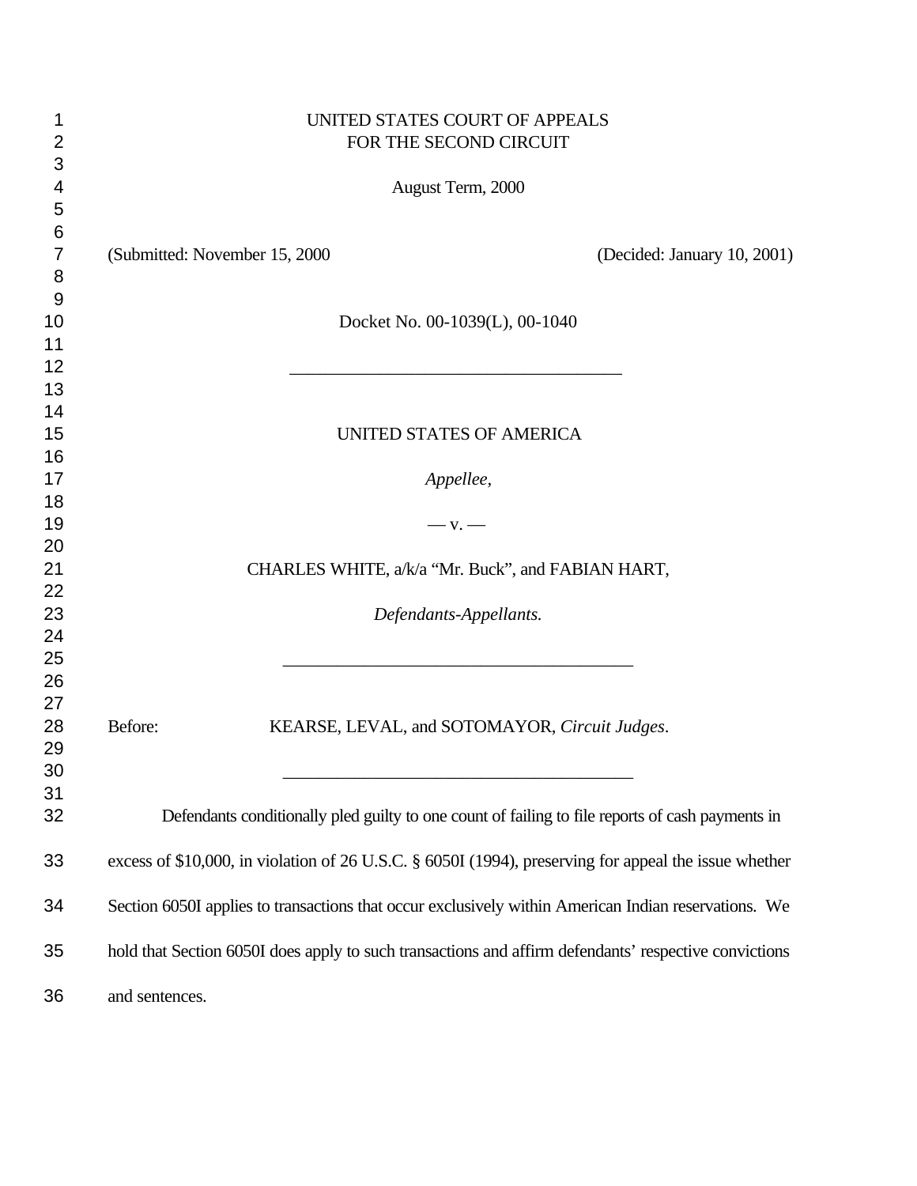UNITED STATES COURT OF APPEALS
FOR THE SECOND CIRCUIT

August Term, 2000

(Submitted: November 15, 2000 (Decided: January 10, 2001)

Docket No. 00-1039(L), 00-1040

---

UNITED STATES OF AMERICA

*Appellee,*

— v. —

CHARLES WHITE, a/k/a "Mr. Buck", and FABIAN HART,

*Defendants-Appellants.*

---

Before: KEARSE, LEVAL, and SOTOMAYOR, *Circuit Judges*.

---

Defendants conditionally pled guilty to one count of failing to file reports of cash payments in excess of $10,000, in violation of 26 U.S.C. § 6050I (1994), preserving for appeal the issue whether Section 6050I applies to transactions that occur exclusively within American Indian reservations. We hold that Section 6050I does apply to such transactions and affirm defendants' respective convictions and sentences.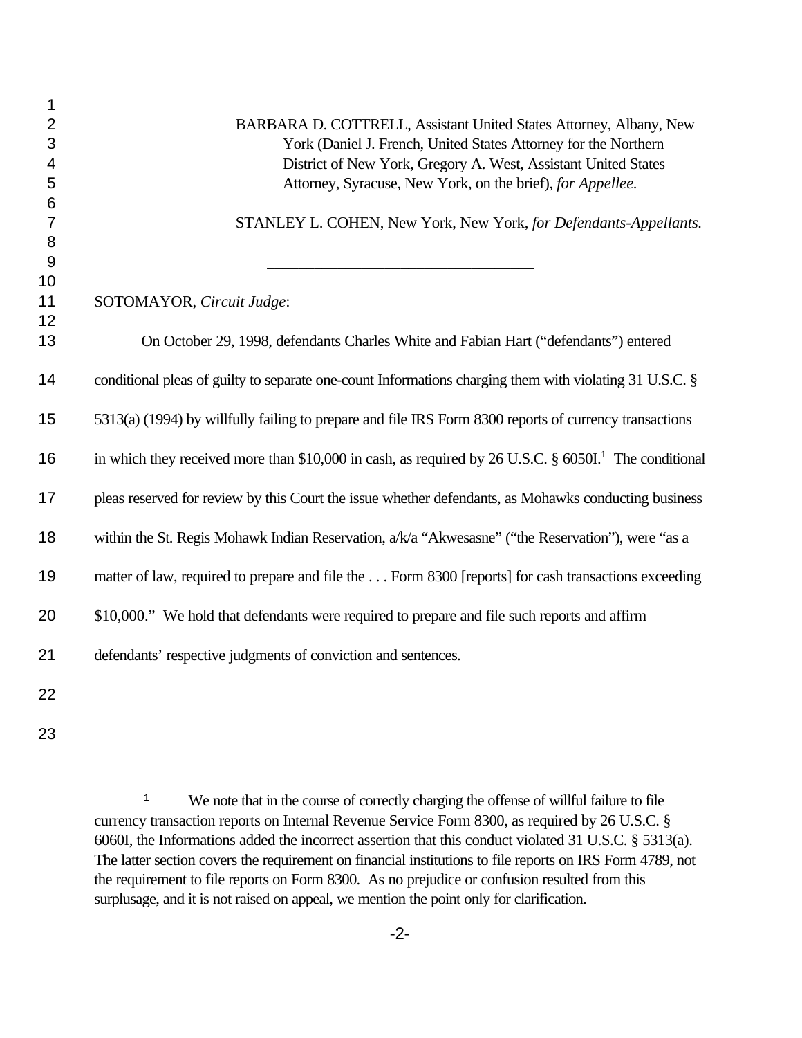BARBARA D. COTTRELL, Assistant United States Attorney, Albany, New York (Daniel J. French, United States Attorney for the Northern District of New York, Gregory A. West, Assistant United States Attorney, Syracuse, New York, on the brief), *for Appellee.*

STANLEY L. COHEN, New York, New York, *for Defendants-Appellants.*

---

SOTOMAYOR, *Circuit Judge*:

On October 29, 1998, defendants Charles White and Fabian Hart ("defendants") entered conditional pleas of guilty to separate one-count Informations charging them with violating 31 U.S.C. § 5313(a) (1994) by willfully failing to prepare and file IRS Form 8300 reports of currency transactions in which they received more than $10,000 in cash, as required by 26 U.S.C. § 6050I.[1] The conditional pleas reserved for review by this Court the issue whether defendants, as Mohawks conducting business within the St. Regis Mohawk Indian Reservation, a/k/a "Akwesasne" ("the Reservation"), were "as a matter of law, required to prepare and file the . . . Form 8300 [reports] for cash transactions exceeding $10,000." We hold that defendants were required to prepare and file such reports and affirm defendants' respective judgments of conviction and sentences.

---

[1] We note that in the course of correctly charging the offense of willful failure to file currency transaction reports on Internal Revenue Service Form 8300, as required by 26 U.S.C. § 6060I, the Informations added the incorrect assertion that this conduct violated 31 U.S.C. § 5313(a). The latter section covers the requirement on financial institutions to file reports on IRS Form 4789, not the requirement to file reports on Form 8300. As no prejudice or confusion resulted from this surplusage, and it is not raised on appeal, we mention the point only for clarification.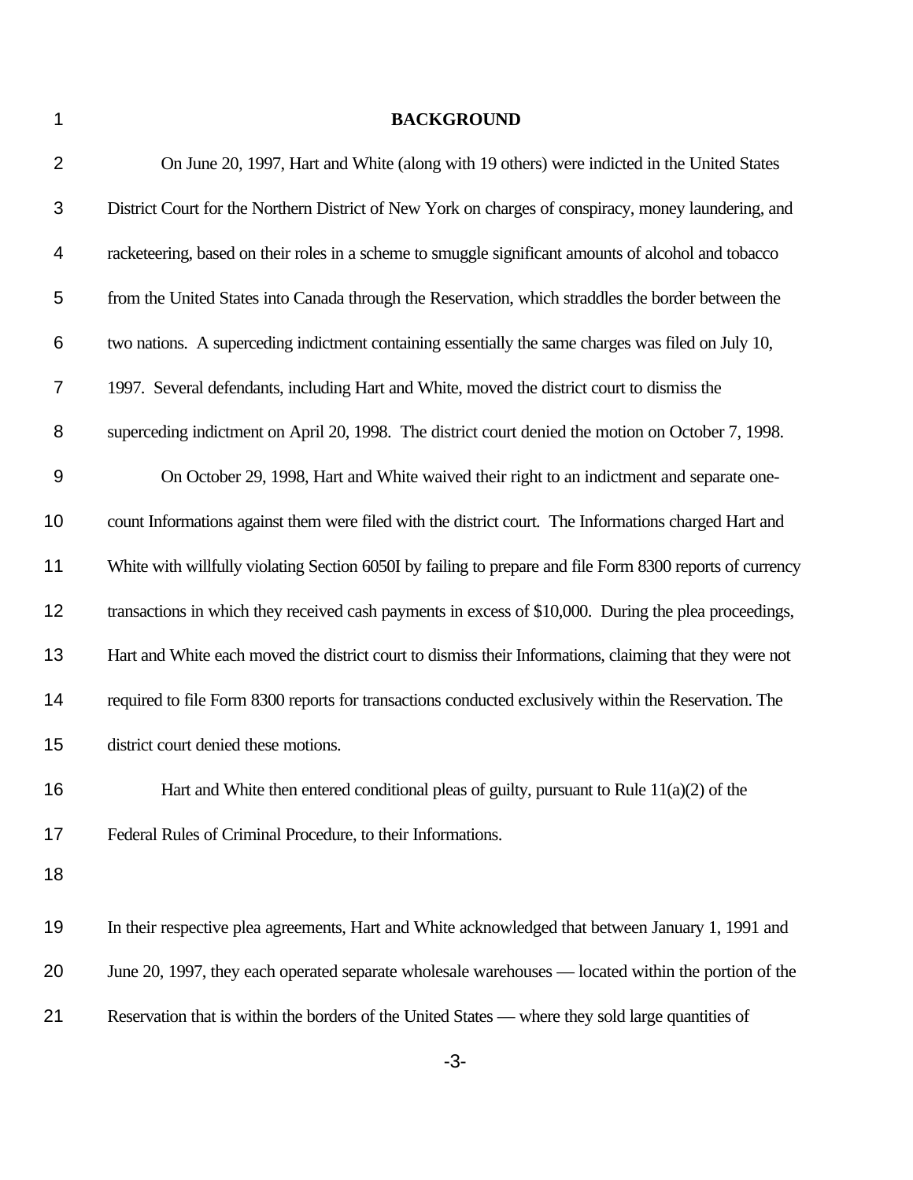## BACKGROUND

On June 20, 1997, Hart and White (along with 19 others) were indicted in the United States District Court for the Northern District of New York on charges of conspiracy, money laundering, and racketeering, based on their roles in a scheme to smuggle significant amounts of alcohol and tobacco from the United States into Canada through the Reservation, which straddles the border between the two nations. A superceding indictment containing essentially the same charges was filed on July 10, 1997. Several defendants, including Hart and White, moved the district court to dismiss the superceding indictment on April 20, 1998. The district court denied the motion on October 7, 1998.

On October 29, 1998, Hart and White waived their right to an indictment and separate one-count Informations against them were filed with the district court. The Informations charged Hart and White with willfully violating Section 6050I by failing to prepare and file Form 8300 reports of currency transactions in which they received cash payments in excess of $10,000. During the plea proceedings, Hart and White each moved the district court to dismiss their Informations, claiming that they were not required to file Form 8300 reports for transactions conducted exclusively within the Reservation. The district court denied these motions.

Hart and White then entered conditional pleas of guilty, pursuant to Rule 11(a)(2) of the Federal Rules of Criminal Procedure, to their Informations.

In their respective plea agreements, Hart and White acknowledged that between January 1, 1991 and June 20, 1997, they each operated separate wholesale warehouses — located within the portion of the Reservation that is within the borders of the United States — where they sold large quantities of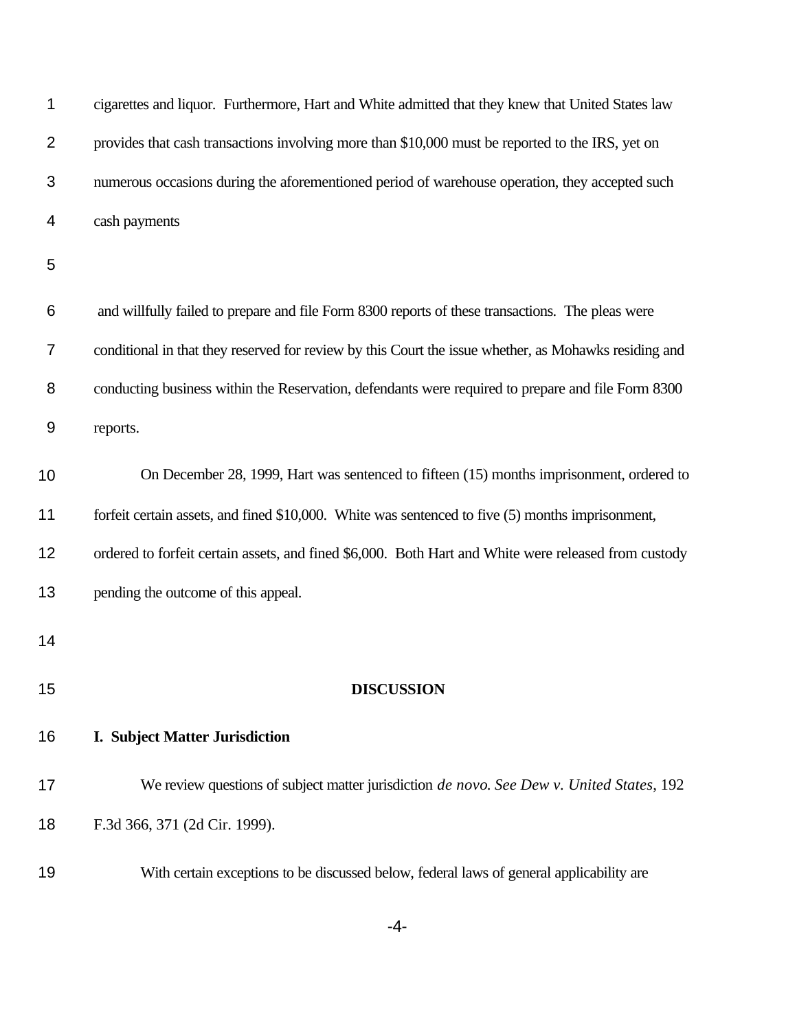cigarettes and liquor. Furthermore, Hart and White admitted that they knew that United States law provides that cash transactions involving more than $10,000 must be reported to the IRS, yet on numerous occasions during the aforementioned period of warehouse operation, they accepted such cash payments and willfully failed to prepare and file Form 8300 reports of these transactions. The pleas were conditional in that they reserved for review by this Court the issue whether, as Mohawks residing and conducting business within the Reservation, defendants were required to prepare and file Form 8300 reports.

On December 28, 1999, Hart was sentenced to fifteen (15) months imprisonment, ordered to forfeit certain assets, and fined $10,000. White was sentenced to five (5) months imprisonment, ordered to forfeit certain assets, and fined $6,000. Both Hart and White were released from custody pending the outcome of this appeal.

## DISCUSSION

### I. Subject Matter Jurisdiction

We review questions of subject matter jurisdiction *de novo*. *See Dew v. United States*, 192 F.3d 366, 371 (2d Cir. 1999).

With certain exceptions to be discussed below, federal laws of general applicability are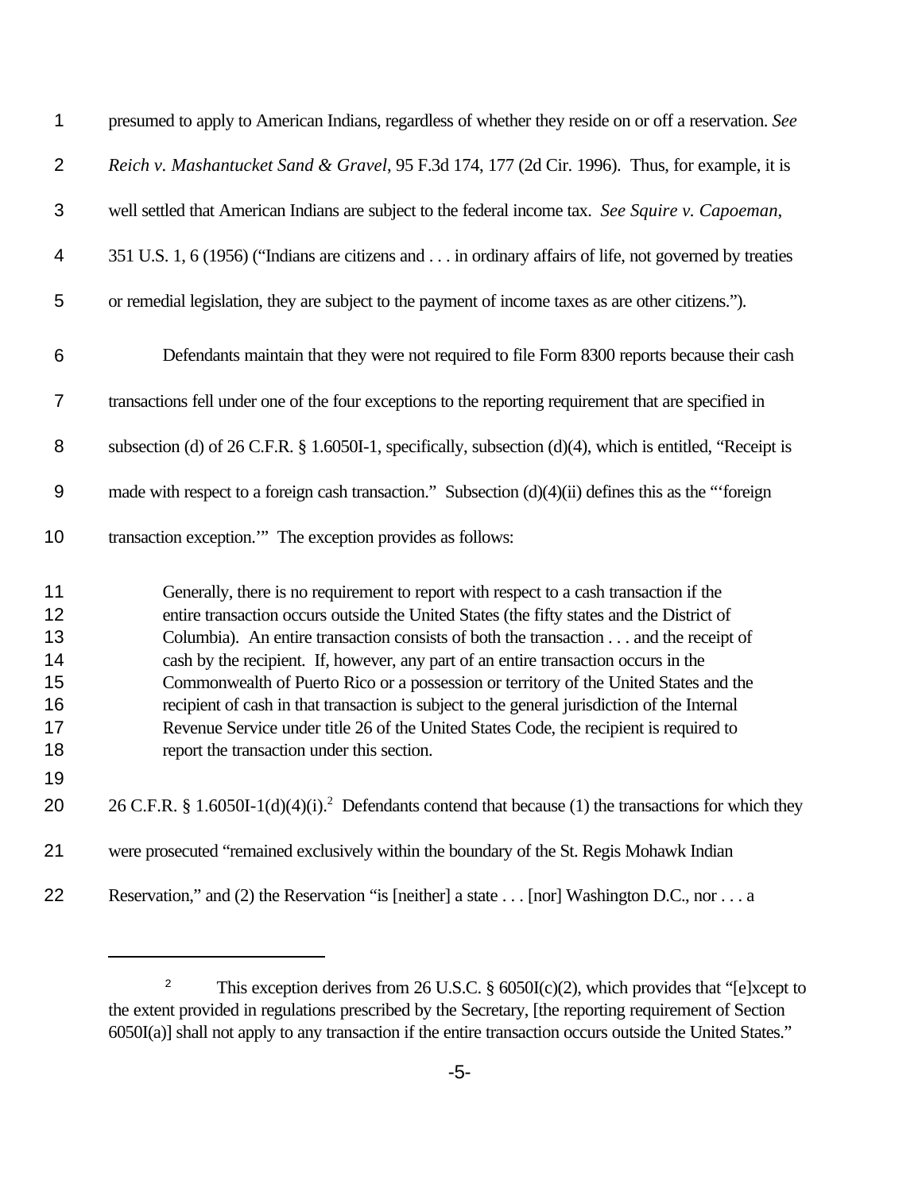presumed to apply to American Indians, regardless of whether they reside on or off a reservation. *See Reich v. Mashantucket Sand & Gravel*, 95 F.3d 174, 177 (2d Cir. 1996). Thus, for example, it is well settled that American Indians are subject to the federal income tax. *See Squire v. Capoeman*, 351 U.S. 1, 6 (1956) ("Indians are citizens and . . . in ordinary affairs of life, not governed by treaties or remedial legislation, they are subject to the payment of income taxes as are other citizens.").

Defendants maintain that they were not required to file Form 8300 reports because their cash transactions fell under one of the four exceptions to the reporting requirement that are specified in subsection (d) of 26 C.F.R. § 1.6050I-1, specifically, subsection (d)(4), which is entitled, "Receipt is made with respect to a foreign cash transaction." Subsection (d)(4)(ii) defines this as the "'foreign transaction exception.'" The exception provides as follows:

> Generally, there is no requirement to report with respect to a cash transaction if the entire transaction occurs outside the United States (the fifty states and the District of Columbia). An entire transaction consists of both the transaction . . . and the receipt of cash by the recipient. If, however, any part of an entire transaction occurs in the Commonwealth of Puerto Rico or a possession or territory of the United States and the recipient of cash in that transaction is subject to the general jurisdiction of the Internal Revenue Service under title 26 of the United States Code, the recipient is required to report the transaction under this section.

26 C.F.R. § 1.6050I-1(d)(4)(i).[2] Defendants contend that because (1) the transactions for which they were prosecuted "remained exclusively within the boundary of the St. Regis Mohawk Indian Reservation," and (2) the Reservation "is [neither] a state . . . [nor] Washington D.C., nor . . . a

---

[2] This exception derives from 26 U.S.C. § 6050I(c)(2), which provides that "[e]xcept to the extent provided in regulations prescribed by the Secretary, [the reporting requirement of Section 6050I(a)] shall not apply to any transaction if the entire transaction occurs outside the United States."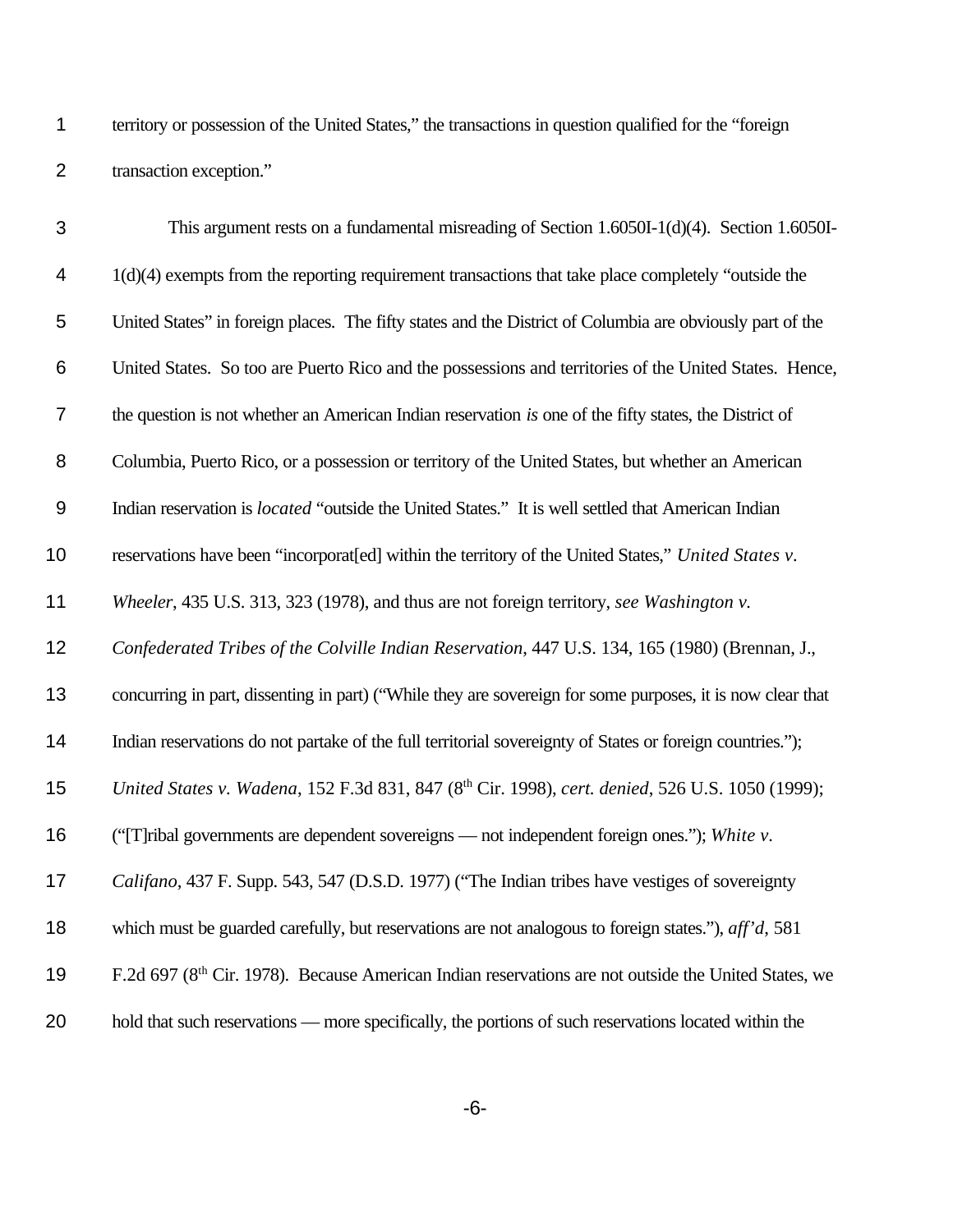territory or possession of the United States," the transactions in question qualified for the "foreign transaction exception."

This argument rests on a fundamental misreading of Section 1.6050I-1(d)(4). Section 1.6050I-1(d)(4) exempts from the reporting requirement transactions that take place completely "outside the United States" in foreign places. The fifty states and the District of Columbia are obviously part of the United States. So too are Puerto Rico and the possessions and territories of the United States. Hence, the question is not whether an American Indian reservation *is* one of the fifty states, the District of Columbia, Puerto Rico, or a possession or territory of the United States, but whether an American Indian reservation is *located* "outside the United States." It is well settled that American Indian reservations have been "incorporat[ed] within the territory of the United States," *United States v. Wheeler*, 435 U.S. 313, 323 (1978), and thus are not foreign territory, *see Washington v. Confederated Tribes of the Colville Indian Reservation*, 447 U.S. 134, 165 (1980) (Brennan, J., concurring in part, dissenting in part) ("While they are sovereign for some purposes, it is now clear that Indian reservations do not partake of the full territorial sovereignty of States or foreign countries."); *United States v. Wadena*, 152 F.3d 831, 847 (8th Cir. 1998), *cert. denied*, 526 U.S. 1050 (1999); ("[T]ribal governments are dependent sovereigns — not independent foreign ones."); *White v. Califano*, 437 F. Supp. 543, 547 (D.S.D. 1977) ("The Indian tribes have vestiges of sovereignty which must be guarded carefully, but reservations are not analogous to foreign states."), *aff'd*, 581 F.2d 697 (8th Cir. 1978). Because American Indian reservations are not outside the United States, we hold that such reservations — more specifically, the portions of such reservations located within the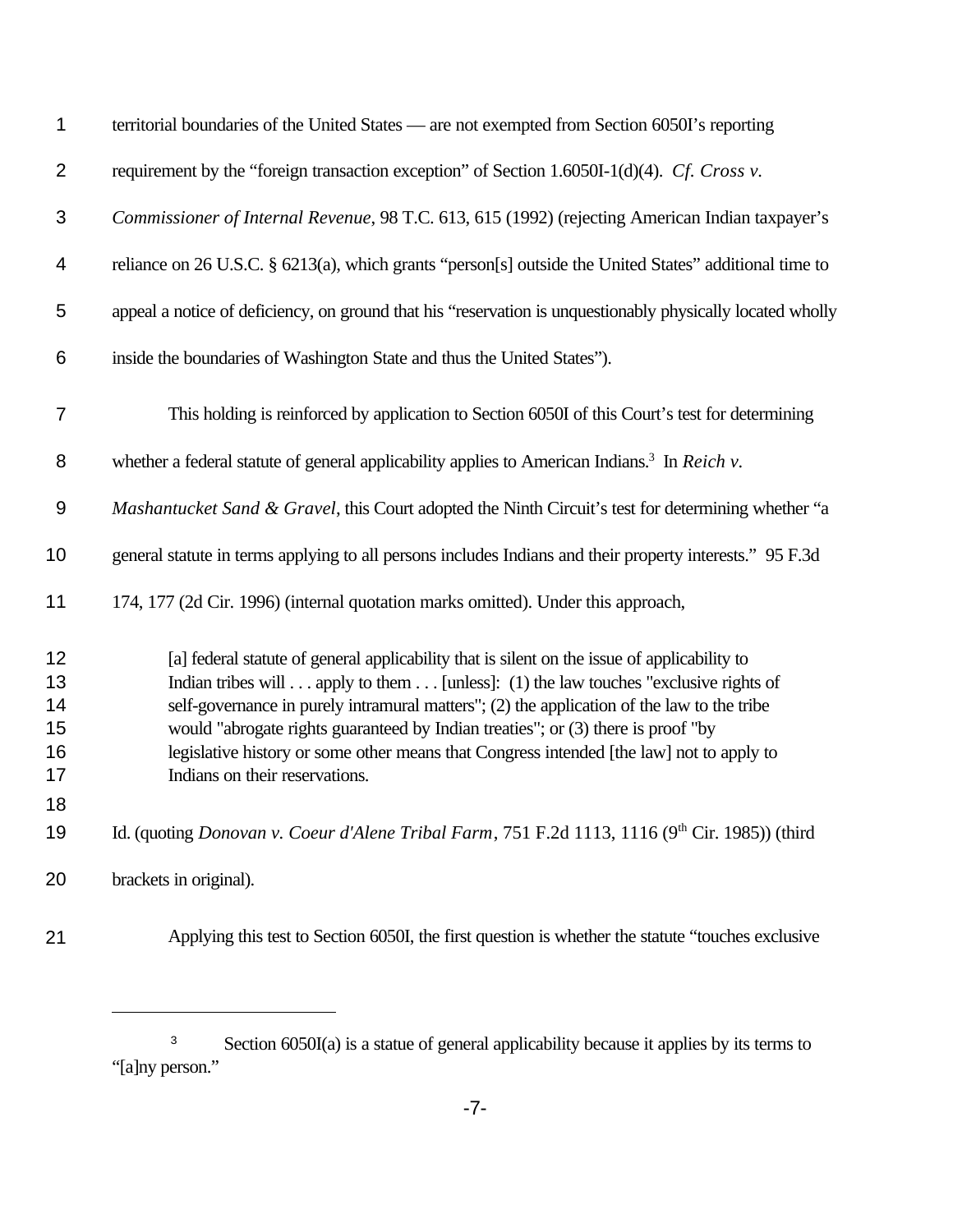territorial boundaries of the United States — are not exempted from Section 6050I's reporting requirement by the "foreign transaction exception" of Section 1.6050I-1(d)(4). *Cf. Cross v. Commissioner of Internal Revenue*, 98 T.C. 613, 615 (1992) (rejecting American Indian taxpayer's reliance on 26 U.S.C. § 6213(a), which grants "person[s] outside the United States" additional time to appeal a notice of deficiency, on ground that his "reservation is unquestionably physically located wholly inside the boundaries of Washington State and thus the United States").

This holding is reinforced by application to Section 6050I of this Court's test for determining whether a federal statute of general applicability applies to American Indians.[3] In *Reich v. Mashantucket Sand & Gravel*, this Court adopted the Ninth Circuit's test for determining whether "a general statute in terms applying to all persons includes Indians and their property interests." 95 F.3d 174, 177 (2d Cir. 1996) (internal quotation marks omitted). Under this approach,

> [a] federal statute of general applicability that is silent on the issue of applicability to Indian tribes will . . . apply to them . . . [unless]: (1) the law touches "exclusive rights of self-governance in purely intramural matters"; (2) the application of the law to the tribe would "abrogate rights guaranteed by Indian treaties"; or (3) there is proof "by legislative history or some other means that Congress intended [the law] not to apply to Indians on their reservations.

Id. (quoting *Donovan v. Coeur d'Alene Tribal Farm*, 751 F.2d 1113, 1116 (9th Cir. 1985)) (third brackets in original).

Applying this test to Section 6050I, the first question is whether the statute "touches exclusive

---

[3] Section 6050I(a) is a statue of general applicability because it applies by its terms to "[a]ny person."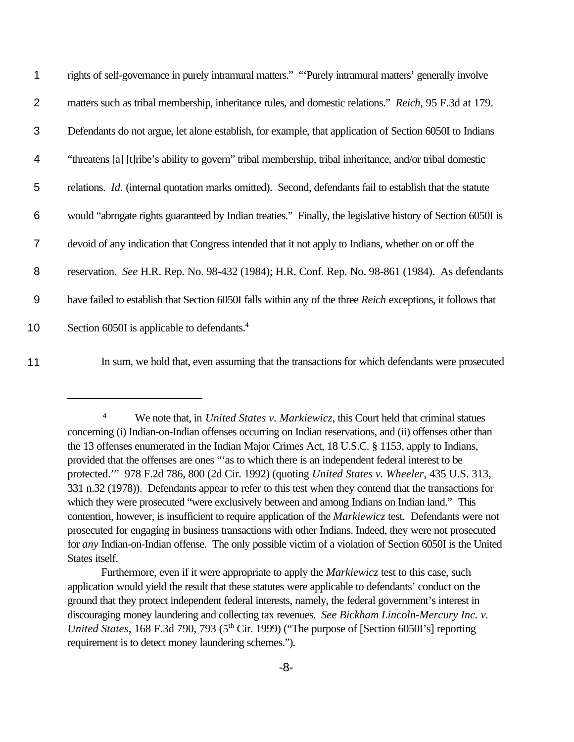rights of self-governance in purely intramural matters." "'Purely intramural matters' generally involve matters such as tribal membership, inheritance rules, and domestic relations." *Reich*, 95 F.3d at 179. Defendants do not argue, let alone establish, for example, that application of Section 6050I to Indians "threatens [a] [t]ribe's ability to govern" tribal membership, tribal inheritance, and/or tribal domestic relations. *Id.* (internal quotation marks omitted). Second, defendants fail to establish that the statute would "abrogate rights guaranteed by Indian treaties." Finally, the legislative history of Section 6050I is devoid of any indication that Congress intended that it not apply to Indians, whether on or off the reservation. *See* H.R. Rep. No. 98-432 (1984); H.R. Conf. Rep. No. 98-861 (1984). As defendants have failed to establish that Section 6050I falls within any of the three *Reich* exceptions, it follows that Section 6050I is applicable to defendants.[4]

In sum, we hold that, even assuming that the transactions for which defendants were prosecuted

---

[4] We note that, in *United States v. Markiewicz*, this Court held that criminal statues concerning (i) Indian-on-Indian offenses occurring on Indian reservations, and (ii) offenses other than the 13 offenses enumerated in the Indian Major Crimes Act, 18 U.S.C. § 1153, apply to Indians, provided that the offenses are ones "'as to which there is an independent federal interest to be protected.'" 978 F.2d 786, 800 (2d Cir. 1992) (quoting *United States v. Wheeler*, 435 U.S. 313, 331 n.32 (1978)). Defendants appear to refer to this test when they contend that the transactions for which they were prosecuted "were exclusively between and among Indians on Indian land." This contention, however, is insufficient to require application of the *Markiewicz* test. Defendants were not prosecuted for engaging in business transactions with other Indians. Indeed, they were not prosecuted for *any* Indian-on-Indian offense. The only possible victim of a violation of Section 6050I is the United States itself.

Furthermore, even if it were appropriate to apply the *Markiewicz* test to this case, such application would yield the result that these statutes were applicable to defendants' conduct on the ground that they protect independent federal interests, namely, the federal government's interest in discouraging money laundering and collecting tax revenues. *See Bickham Lincoln-Mercury Inc. v. United States*, 168 F.3d 790, 793 (5th Cir. 1999) ("The purpose of [Section 6050I's] reporting requirement is to detect money laundering schemes.").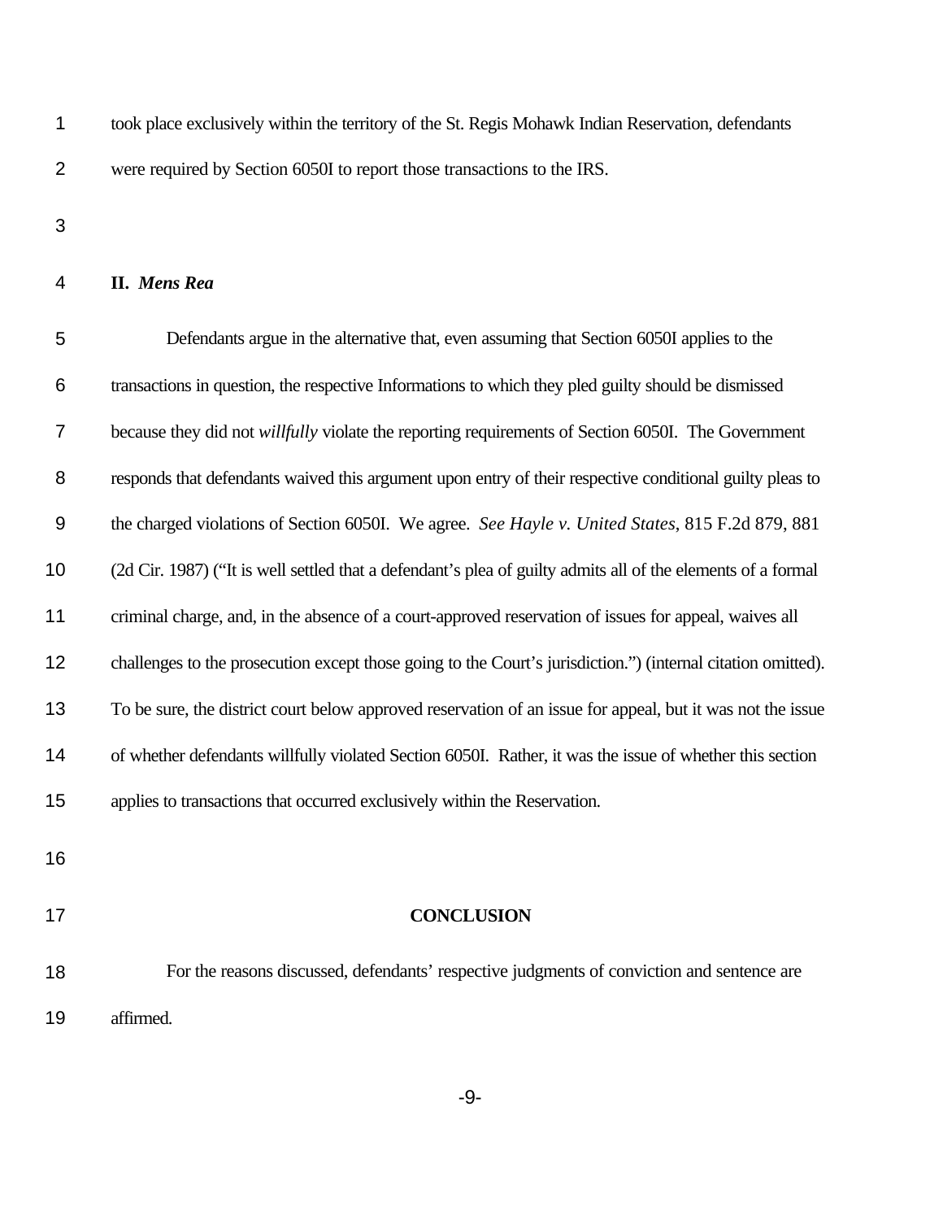took place exclusively within the territory of the St. Regis Mohawk Indian Reservation, defendants were required by Section 6050I to report those transactions to the IRS.

## II. *Mens Rea*

Defendants argue in the alternative that, even assuming that Section 6050I applies to the transactions in question, the respective Informations to which they pled guilty should be dismissed because they did not *willfully* violate the reporting requirements of Section 6050I. The Government responds that defendants waived this argument upon entry of their respective conditional guilty pleas to the charged violations of Section 6050I. We agree. *See Hayle v. United States*, 815 F.2d 879, 881 (2d Cir. 1987) ("It is well settled that a defendant's plea of guilty admits all of the elements of a formal criminal charge, and, in the absence of a court-approved reservation of issues for appeal, waives all challenges to the prosecution except those going to the Court's jurisdiction.") (internal citation omitted). To be sure, the district court below approved reservation of an issue for appeal, but it was not the issue of whether defendants willfully violated Section 6050I. Rather, it was the issue of whether this section applies to transactions that occurred exclusively within the Reservation.

## CONCLUSION

For the reasons discussed, defendants' respective judgments of conviction and sentence are affirmed.